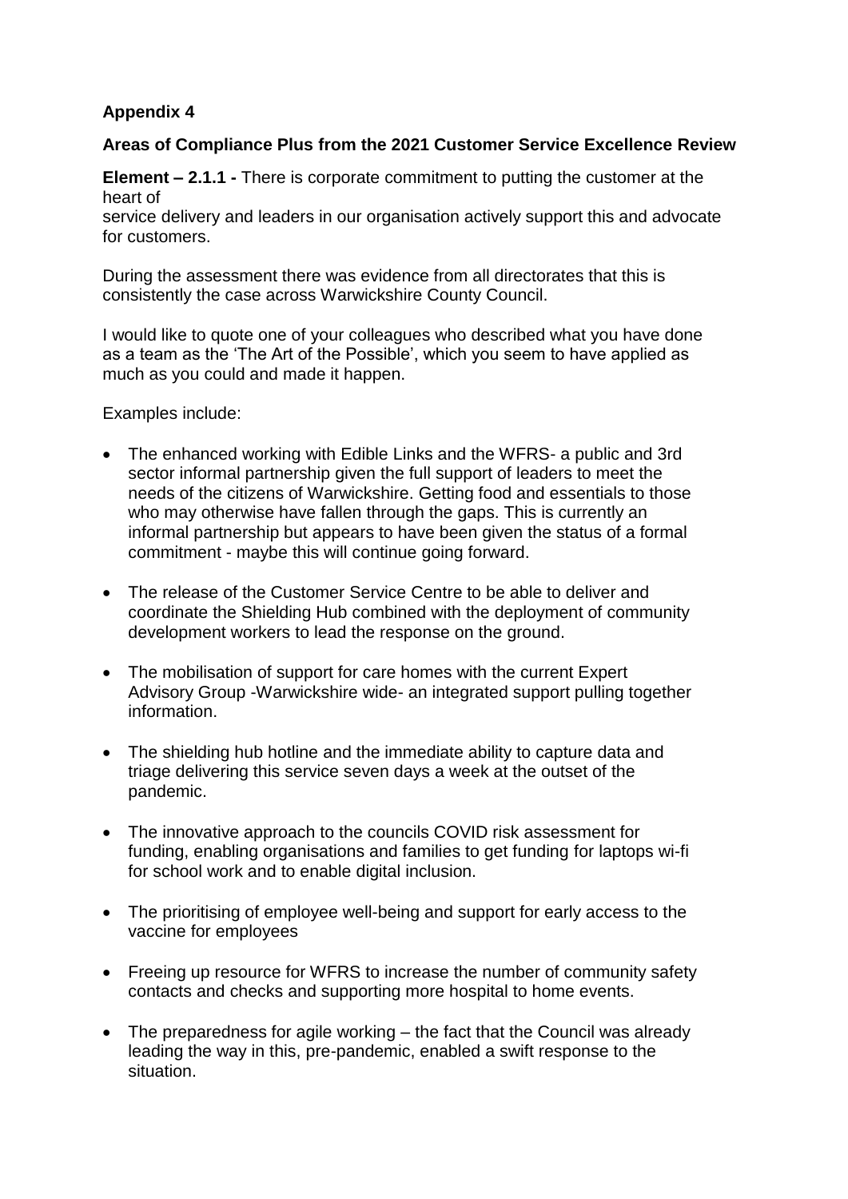**Appendix 4**

**Areas of Compliance Plus from the 2021 Customer Service Excellence Review**

**Element – 2.1.1 -** There is corporate commitment to putting the customer at the heart of service delivery and leaders in our organisation actively support this and advocate for customers.

During the assessment there was evidence from all directorates that this is consistently the case across Warwickshire County Council.

I would like to quote one of your colleagues who described what you have done as a team as the 'The Art of the Possible', which you seem to have applied as much as you could and made it happen.

Examples include:

- The enhanced working with Edible Links and the WFRS- a public and 3rd sector informal partnership given the full support of leaders to meet the needs of the citizens of Warwickshire. Getting food and essentials to those who may otherwise have fallen through the gaps. This is currently an informal partnership but appears to have been given the status of a formal commitment - maybe this will continue going forward.
- The release of the Customer Service Centre to be able to deliver and coordinate the Shielding Hub combined with the deployment of community development workers to lead the response on the ground.
- The mobilisation of support for care homes with the current Expert Advisory Group -Warwickshire wide- an integrated support pulling together information.
- The shielding hub hotline and the immediate ability to capture data and triage delivering this service seven days a week at the outset of the pandemic.
- The innovative approach to the councils COVID risk assessment for funding, enabling organisations and families to get funding for laptops wi-fi for school work and to enable digital inclusion.
- The prioritising of employee well-being and support for early access to the vaccine for employees
- Freeing up resource for WFRS to increase the number of community safety contacts and checks and supporting more hospital to home events.
- The preparedness for agile working – the fact that the Council was already leading the way in this, pre-pandemic, enabled a swift response to the situation.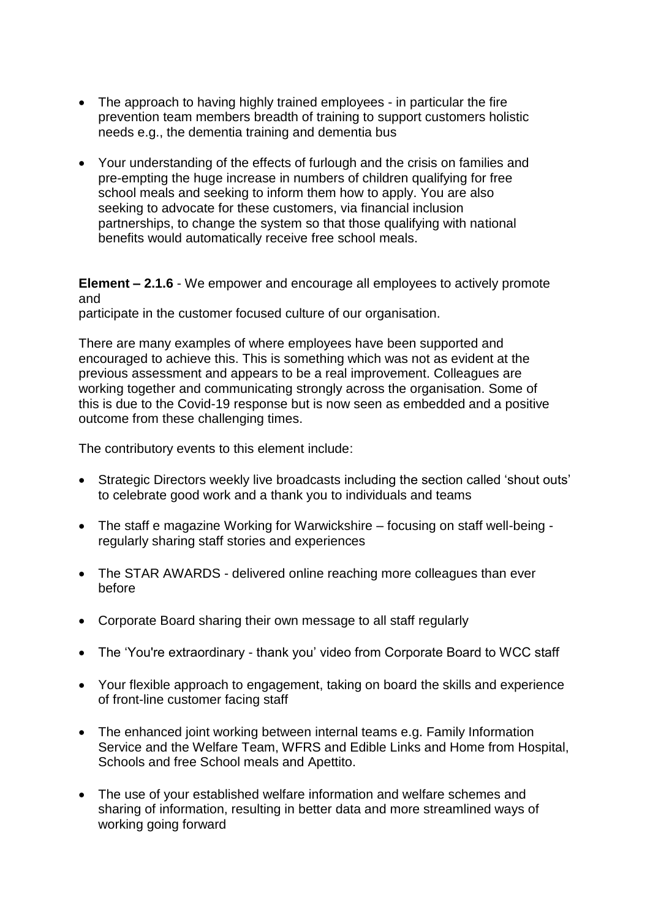- The approach to having highly trained employees - in particular the fire prevention team members breadth of training to support customers holistic needs e.g., the dementia training and dementia bus

- Your understanding of the effects of furlough and the crisis on families and pre-empting the huge increase in numbers of children qualifying for free school meals and seeking to inform them how to apply. You are also seeking to advocate for these customers, via financial inclusion partnerships, to change the system so that those qualifying with national benefits would automatically receive free school meals.

**Element – 2.1.6** - We empower and encourage all employees to actively promote and
participate in the customer focused culture of our organisation.

There are many examples of where employees have been supported and encouraged to achieve this. This is something which was not as evident at the previous assessment and appears to be a real improvement. Colleagues are working together and communicating strongly across the organisation. Some of this is due to the Covid-19 response but is now seen as embedded and a positive outcome from these challenging times.

The contributory events to this element include:

- Strategic Directors weekly live broadcasts including the section called 'shout outs' to celebrate good work and a thank you to individuals and teams

- The staff e magazine Working for Warwickshire – focusing on staff well-being - regularly sharing staff stories and experiences

- The STAR AWARDS - delivered online reaching more colleagues than ever before

- Corporate Board sharing their own message to all staff regularly

- The 'You're extraordinary - thank you' video from Corporate Board to WCC staff

- Your flexible approach to engagement, taking on board the skills and experience of front-line customer facing staff

- The enhanced joint working between internal teams e.g. Family Information Service and the Welfare Team, WFRS and Edible Links and Home from Hospital, Schools and free School meals and Apettito.

- The use of your established welfare information and welfare schemes and sharing of information, resulting in better data and more streamlined ways of working going forward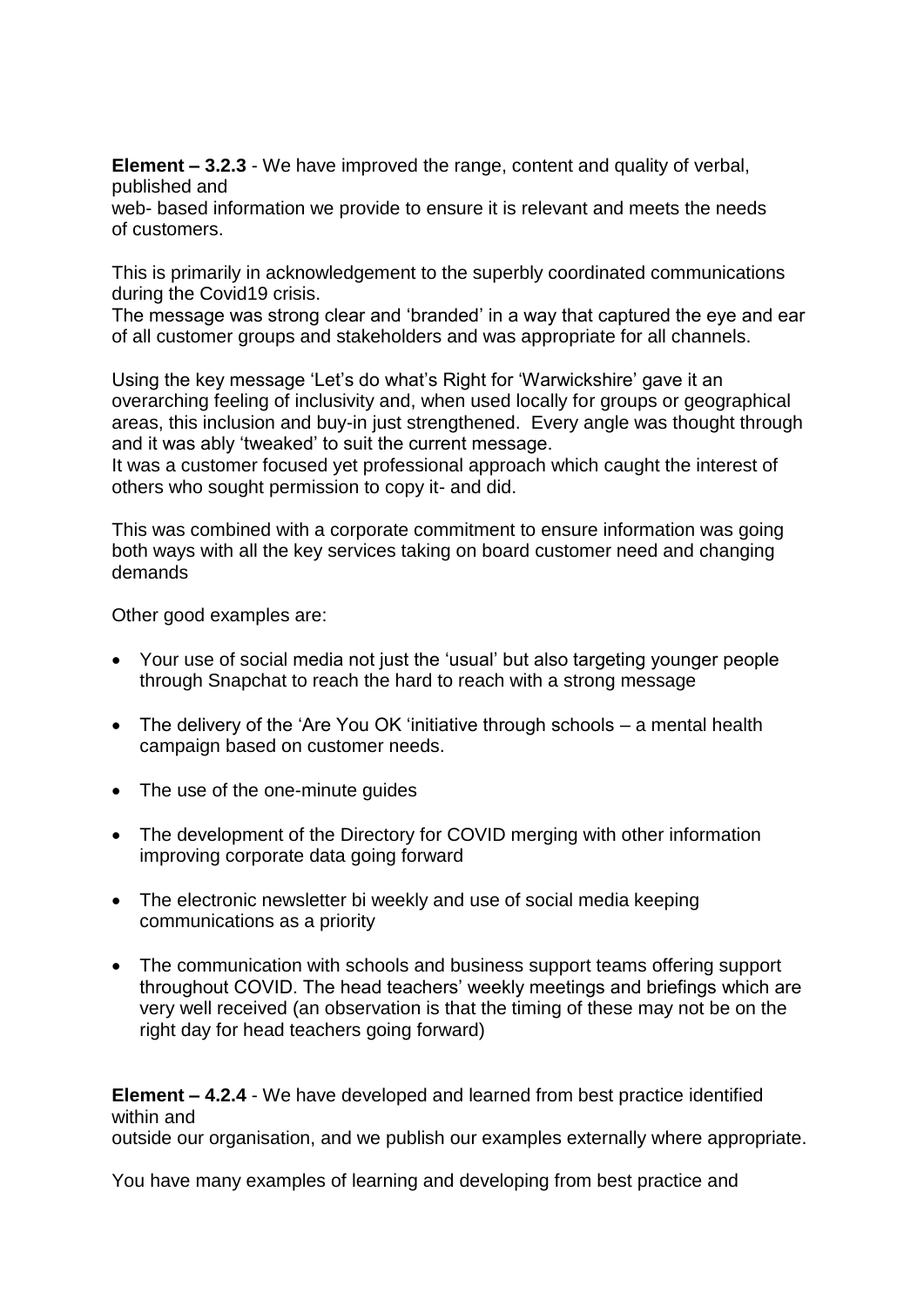**Element – 3.2.3** - We have improved the range, content and quality of verbal, published and web- based information we provide to ensure it is relevant and meets the needs of customers.

This is primarily in acknowledgement to the superbly coordinated communications during the Covid19 crisis.

The message was strong clear and 'branded' in a way that captured the eye and ear of all customer groups and stakeholders and was appropriate for all channels.

Using the key message 'Let's do what's Right for 'Warwickshire' gave it an overarching feeling of inclusivity and, when used locally for groups or geographical areas, this inclusion and buy-in just strengthened. Every angle was thought through and it was ably 'tweaked' to suit the current message.

It was a customer focused yet professional approach which caught the interest of others who sought permission to copy it- and did.

This was combined with a corporate commitment to ensure information was going both ways with all the key services taking on board customer need and changing demands

Other good examples are:

- Your use of social media not just the 'usual' but also targeting younger people through Snapchat to reach the hard to reach with a strong message
- The delivery of the 'Are You OK 'initiative through schools – a mental health campaign based on customer needs.
- The use of the one-minute guides
- The development of the Directory for COVID merging with other information improving corporate data going forward
- The electronic newsletter bi weekly and use of social media keeping communications as a priority
- The communication with schools and business support teams offering support throughout COVID. The head teachers' weekly meetings and briefings which are very well received (an observation is that the timing of these may not be on the right day for head teachers going forward)

**Element – 4.2.4** - We have developed and learned from best practice identified within and outside our organisation, and we publish our examples externally where appropriate.

You have many examples of learning and developing from best practice and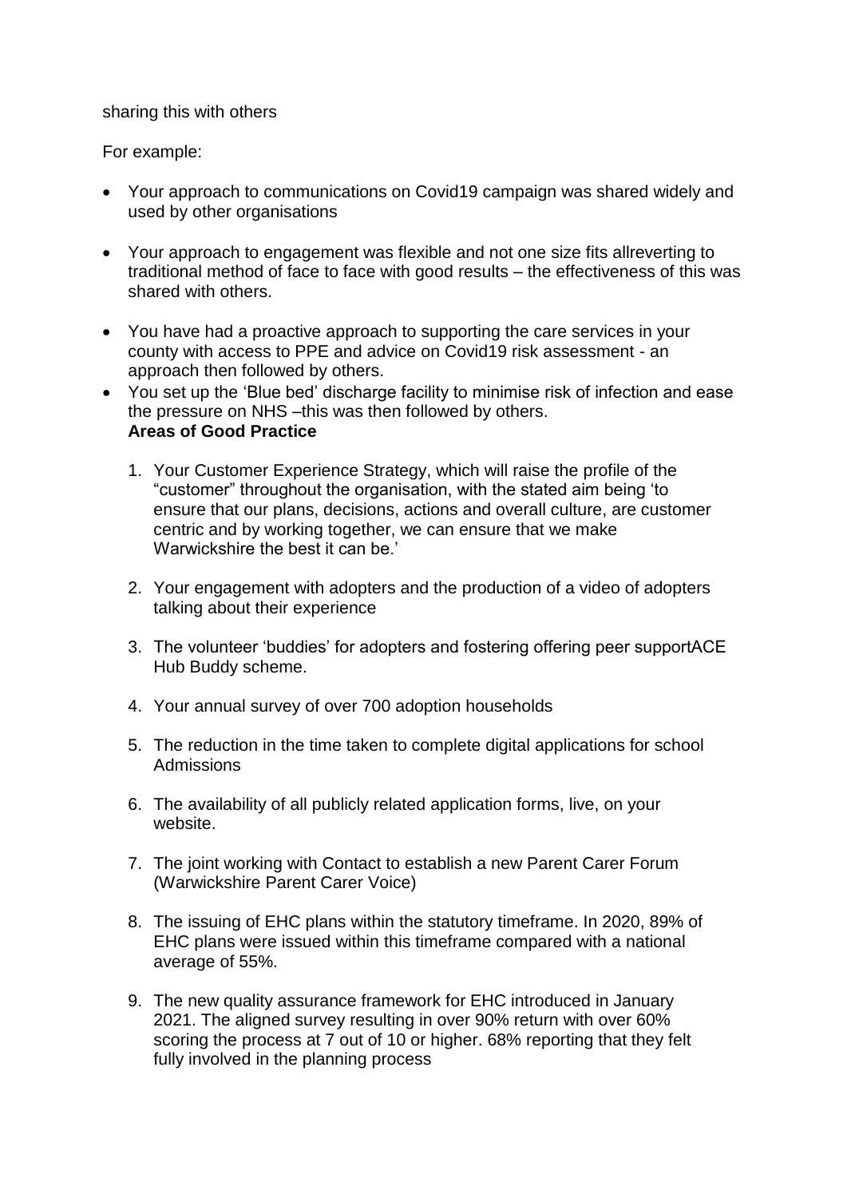sharing this with others

For example:

- Your approach to communications on Covid19 campaign was shared widely and used by other organisations
- Your approach to engagement was flexible and not one size fits allreverting to traditional method of face to face with good results – the effectiveness of this was shared with others.
- You have had a proactive approach to supporting the care services in your county with access to PPE and advice on Covid19 risk assessment - an approach then followed by others.
- You set up the 'Blue bed' discharge facility to minimise risk of infection and ease the pressure on NHS –this was then followed by others.

**Areas of Good Practice**

1. Your Customer Experience Strategy, which will raise the profile of the "customer" throughout the organisation, with the stated aim being 'to ensure that our plans, decisions, actions and overall culture, are customer centric and by working together, we can ensure that we make Warwickshire the best it can be.'
2. Your engagement with adopters and the production of a video of adopters talking about their experience
3. The volunteer 'buddies' for adopters and fostering offering peer supportACE Hub Buddy scheme.
4. Your annual survey of over 700 adoption households
5. The reduction in the time taken to complete digital applications for school Admissions
6. The availability of all publicly related application forms, live, on your website.
7. The joint working with Contact to establish a new Parent Carer Forum (Warwickshire Parent Carer Voice)
8. The issuing of EHC plans within the statutory timeframe. In 2020, 89% of EHC plans were issued within this timeframe compared with a national average of 55%.
9. The new quality assurance framework for EHC introduced in January 2021. The aligned survey resulting in over 90% return with over 60% scoring the process at 7 out of 10 or higher. 68% reporting that they felt fully involved in the planning process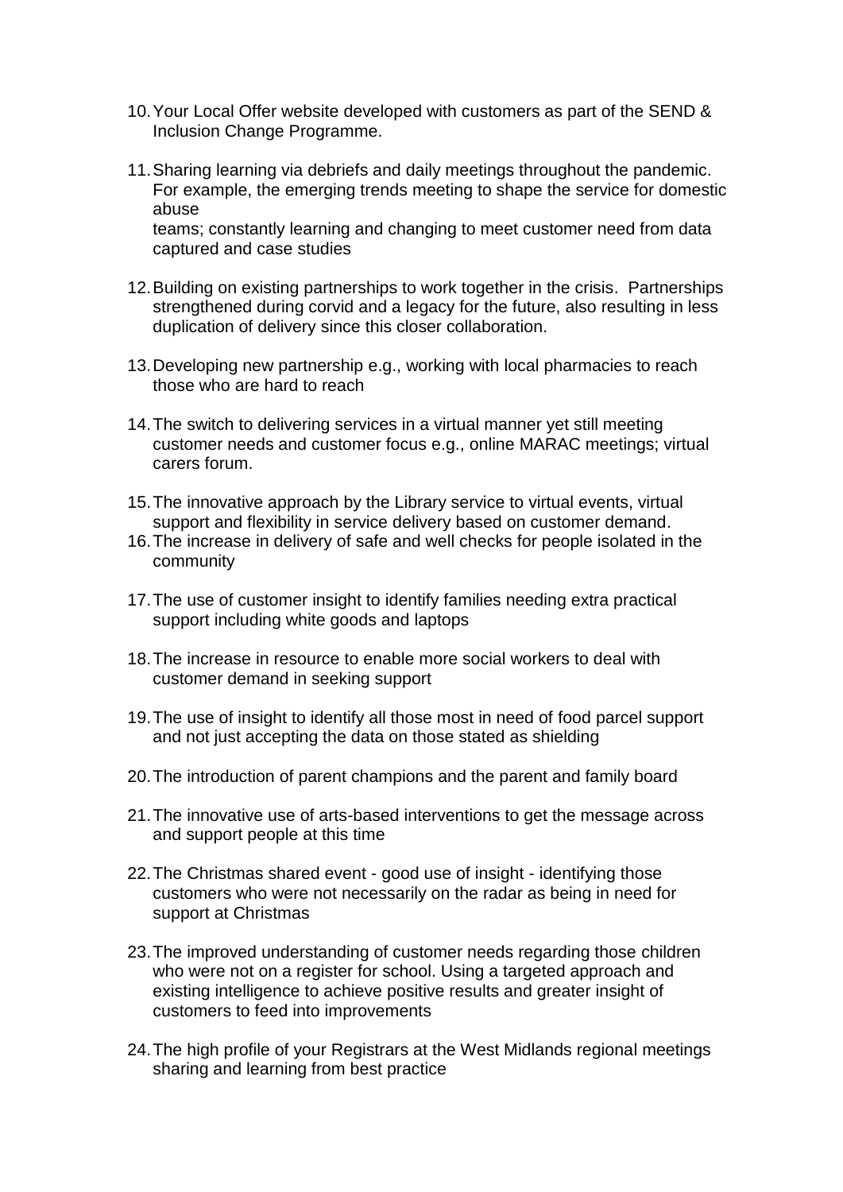10. Your Local Offer website developed with customers as part of the SEND & Inclusion Change Programme.

11. Sharing learning via debriefs and daily meetings throughout the pandemic. For example, the emerging trends meeting to shape the service for domestic abuse teams; constantly learning and changing to meet customer need from data captured and case studies

12. Building on existing partnerships to work together in the crisis. Partnerships strengthened during corvid and a legacy for the future, also resulting in less duplication of delivery since this closer collaboration.

13. Developing new partnership e.g., working with local pharmacies to reach those who are hard to reach

14. The switch to delivering services in a virtual manner yet still meeting customer needs and customer focus e.g., online MARAC meetings; virtual carers forum.

15. The innovative approach by the Library service to virtual events, virtual support and flexibility in service delivery based on customer demand.

16. The increase in delivery of safe and well checks for people isolated in the community

17. The use of customer insight to identify families needing extra practical support including white goods and laptops

18. The increase in resource to enable more social workers to deal with customer demand in seeking support

19. The use of insight to identify all those most in need of food parcel support and not just accepting the data on those stated as shielding

20. The introduction of parent champions and the parent and family board

21. The innovative use of arts-based interventions to get the message across and support people at this time

22. The Christmas shared event - good use of insight - identifying those customers who were not necessarily on the radar as being in need for support at Christmas

23. The improved understanding of customer needs regarding those children who were not on a register for school. Using a targeted approach and existing intelligence to achieve positive results and greater insight of customers to feed into improvements

24. The high profile of your Registrars at the West Midlands regional meetings sharing and learning from best practice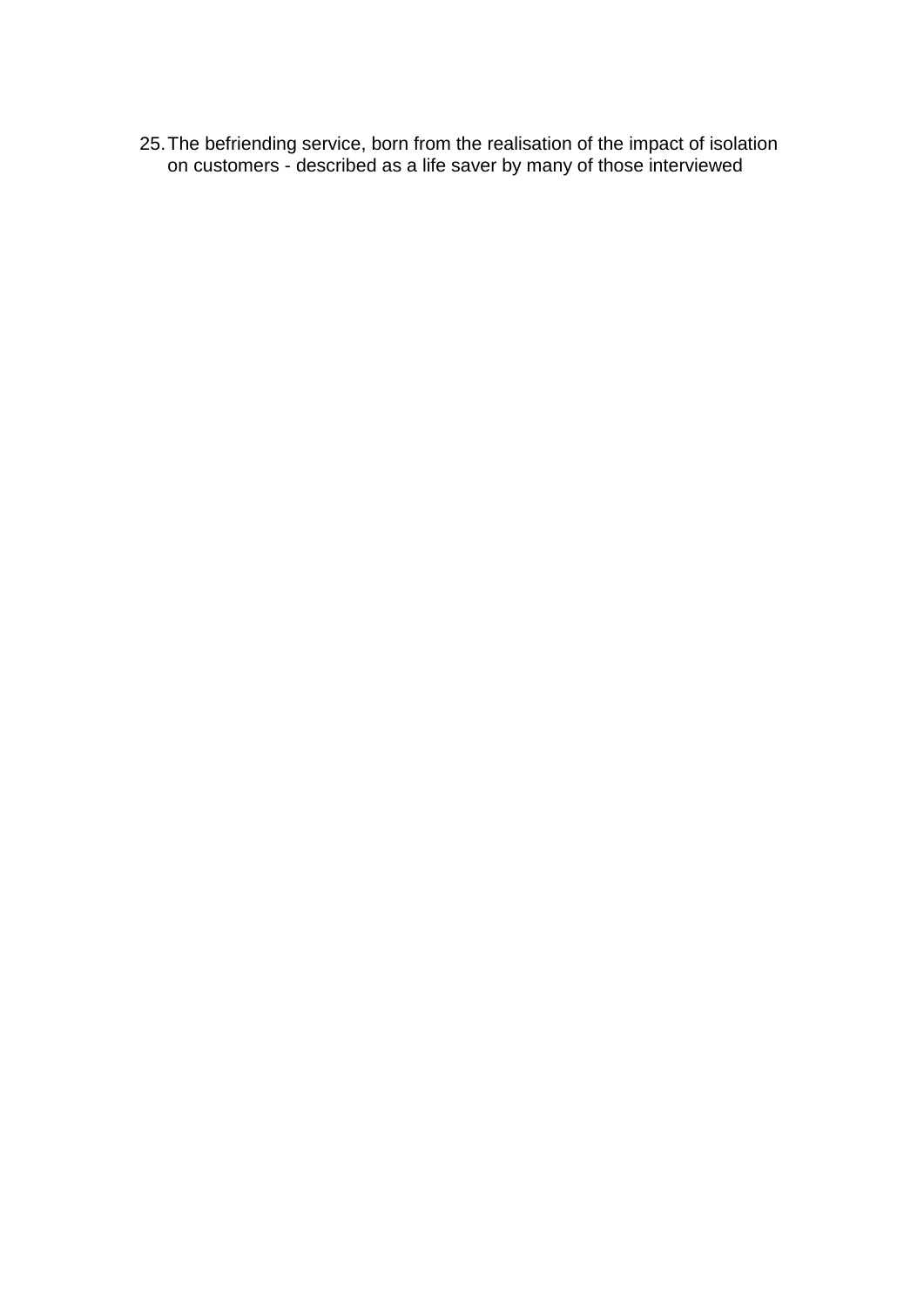25. The befriending service, born from the realisation of the impact of isolation on customers - described as a life saver by many of those interviewed